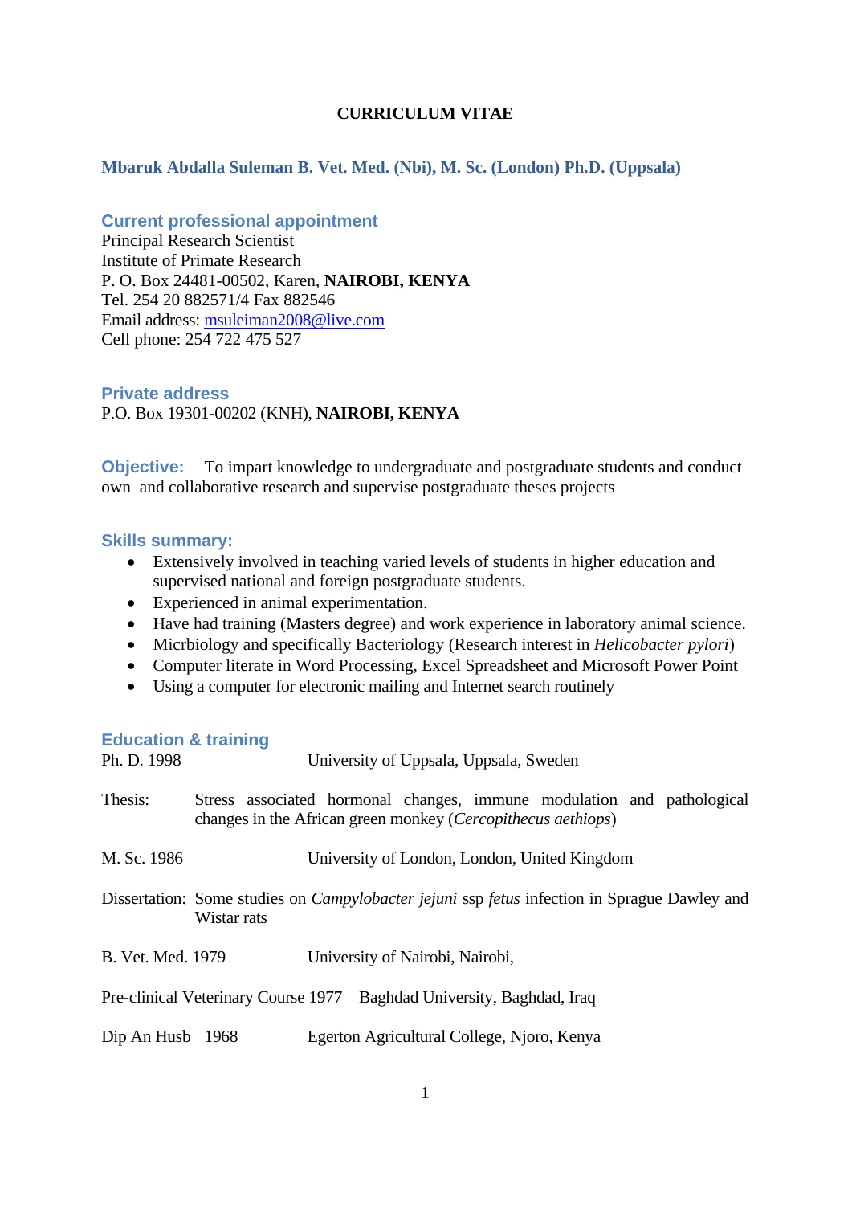# CURRICULUM VITAE

## Mbaruk Abdalla Suleman B. Vet. Med. (Nbi), M. Sc. (London) Ph.D. (Uppsala)

### Current professional appointment

Principal Research Scientist
Institute of Primate Research
P. O. Box 24481-00502, Karen, **NAIROBI, KENYA**
Tel. 254 20 882571/4 Fax 882546
Email address: msuleiman2008@live.com
Cell phone: 254 722 475 527

### Private address

P.O. Box 19301-00202 (KNH), **NAIROBI, KENYA**

**Objective:** To impart knowledge to undergraduate and postgraduate students and conduct own and collaborative research and supervise postgraduate theses projects

### Skills summary:

- Extensively involved in teaching varied levels of students in higher education and supervised national and foreign postgraduate students.
- Experienced in animal experimentation.
- Have had training (Masters degree) and work experience in laboratory animal science.
- Micrbiology and specifically Bacteriology (Research interest in *Helicobacter pylori*)
- Computer literate in Word Processing, Excel Spreadsheet and Microsoft Power Point
- Using a computer for electronic mailing and Internet search routinely

### Education & training

Ph. D. 1998 — University of Uppsala, Uppsala, Sweden

Thesis: Stress associated hormonal changes, immune modulation and pathological changes in the African green monkey (*Cercopithecus aethiops*)

M. Sc. 1986 — University of London, London, United Kingdom

Dissertation: Some studies on *Campylobacter jejuni* ssp *fetus* infection in Sprague Dawley and Wistar rats

B. Vet. Med. 1979 — University of Nairobi, Nairobi,

Pre-clinical Veterinary Course 1977 — Baghdad University, Baghdad, Iraq

Dip An Husb 1968 — Egerton Agricultural College, Njoro, Kenya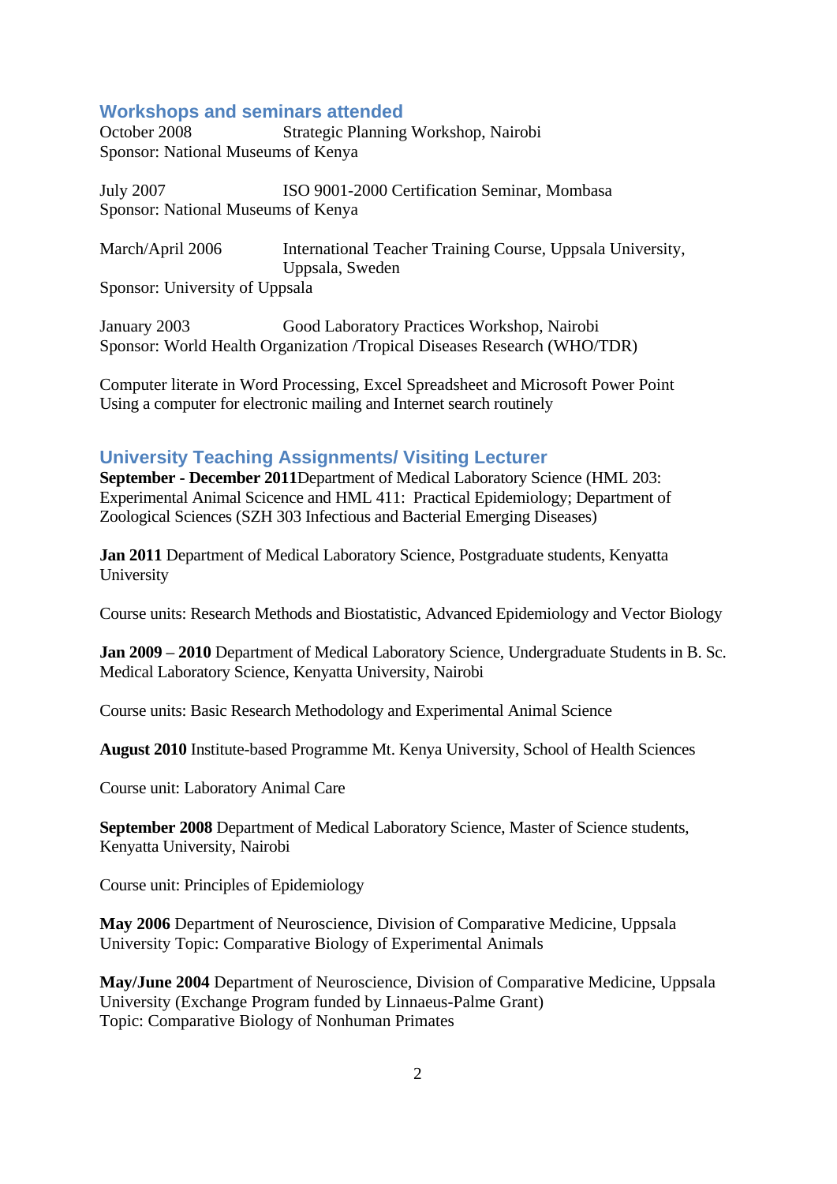## Workshops and seminars attended

October 2008 Strategic Planning Workshop, Nairobi
Sponsor: National Museums of Kenya

July 2007 ISO 9001-2000 Certification Seminar, Mombasa
Sponsor: National Museums of Kenya

March/April 2006 International Teacher Training Course, Uppsala University, Uppsala, Sweden
Sponsor: University of Uppsala

January 2003 Good Laboratory Practices Workshop, Nairobi
Sponsor: World Health Organization /Tropical Diseases Research (WHO/TDR)

Computer literate in Word Processing, Excel Spreadsheet and Microsoft Power Point
Using a computer for electronic mailing and Internet search routinely

## University Teaching Assignments/ Visiting Lecturer

**September - December 2011**Department of Medical Laboratory Science (HML 203: Experimental Animal Scicence and HML 411: Practical Epidemiology; Department of Zoological Sciences (SZH 303 Infectious and Bacterial Emerging Diseases)

**Jan 2011** Department of Medical Laboratory Science, Postgraduate students, Kenyatta University

Course units: Research Methods and Biostatistic, Advanced Epidemiology and Vector Biology

**Jan 2009 – 2010** Department of Medical Laboratory Science, Undergraduate Students in B. Sc. Medical Laboratory Science, Kenyatta University, Nairobi

Course units: Basic Research Methodology and Experimental Animal Science

**August 2010** Institute-based Programme Mt. Kenya University, School of Health Sciences

Course unit: Laboratory Animal Care

**September 2008** Department of Medical Laboratory Science, Master of Science students, Kenyatta University, Nairobi

Course unit: Principles of Epidemiology

**May 2006** Department of Neuroscience, Division of Comparative Medicine, Uppsala University Topic: Comparative Biology of Experimental Animals

**May/June 2004** Department of Neuroscience, Division of Comparative Medicine, Uppsala University (Exchange Program funded by Linnaeus-Palme Grant)
Topic: Comparative Biology of Nonhuman Primates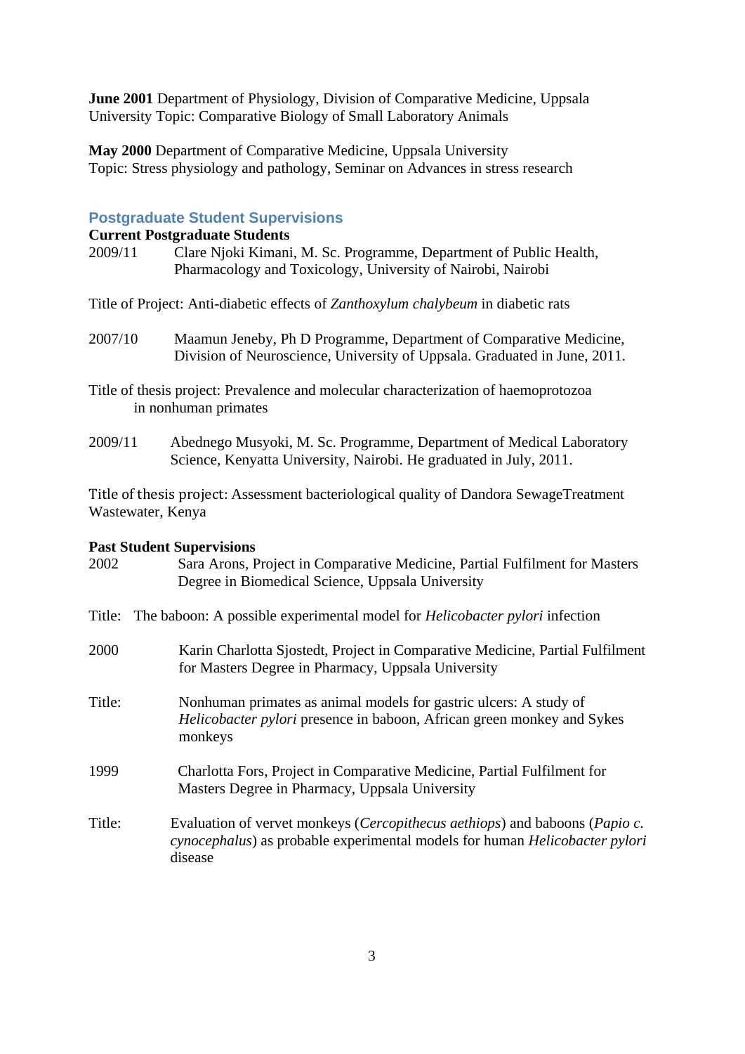**June 2001** Department of Physiology, Division of Comparative Medicine, Uppsala University Topic: Comparative Biology of Small Laboratory Animals

**May 2000** Department of Comparative Medicine, Uppsala University
Topic: Stress physiology and pathology, Seminar on Advances in stress research

## Postgraduate Student Supervisions

**Current Postgraduate Students**

2009/11 Clare Njoki Kimani, M. Sc. Programme, Department of Public Health, Pharmacology and Toxicology, University of Nairobi, Nairobi

Title of Project: Anti-diabetic effects of *Zanthoxylum chalybeum* in diabetic rats

2007/10 Maamun Jeneby, Ph D Programme, Department of Comparative Medicine, Division of Neuroscience, University of Uppsala. Graduated in June, 2011.

Title of thesis project: Prevalence and molecular characterization of haemoprotozoa in nonhuman primates

2009/11 Abednego Musyoki, M. Sc. Programme, Department of Medical Laboratory Science, Kenyatta University, Nairobi. He graduated in July, 2011.

Title of thesis project: Assessment bacteriological quality of Dandora SewageTreatment Wastewater, Kenya

**Past Student Supervisions**

2002 Sara Arons, Project in Comparative Medicine, Partial Fulfilment for Masters Degree in Biomedical Science, Uppsala University

Title: The baboon: A possible experimental model for *Helicobacter pylori* infection

2000 Karin Charlotta Sjostedt, Project in Comparative Medicine, Partial Fulfilment for Masters Degree in Pharmacy, Uppsala University

Title: Nonhuman primates as animal models for gastric ulcers: A study of *Helicobacter pylori* presence in baboon, African green monkey and Sykes monkeys

1999 Charlotta Fors, Project in Comparative Medicine, Partial Fulfilment for Masters Degree in Pharmacy, Uppsala University

Title: Evaluation of vervet monkeys (*Cercopithecus aethiops*) and baboons (*Papio c. cynocephalus*) as probable experimental models for human *Helicobacter pylori* disease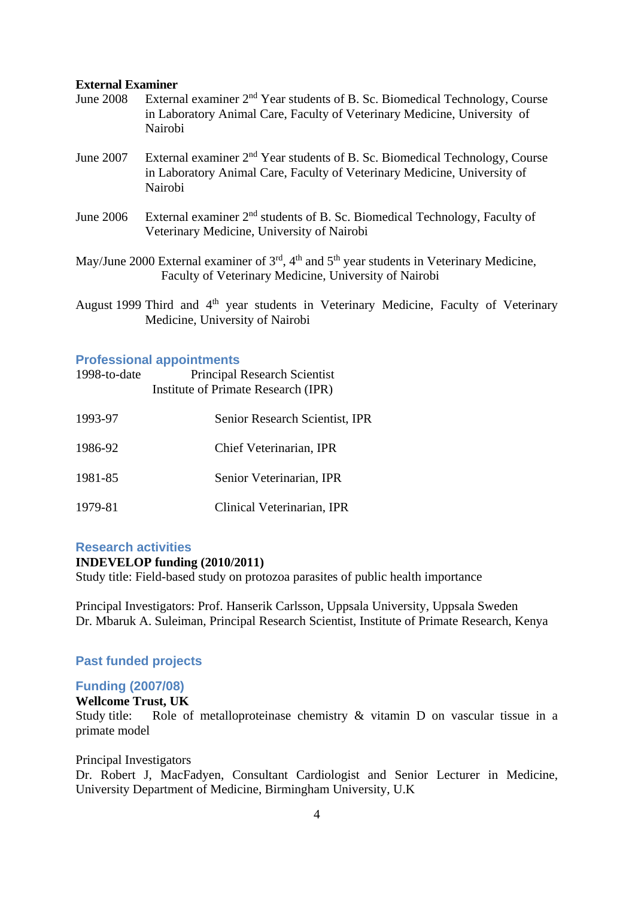**External Examiner**

June 2008 External examiner 2nd Year students of B. Sc. Biomedical Technology, Course in Laboratory Animal Care, Faculty of Veterinary Medicine, University of Nairobi

June 2007 External examiner 2nd Year students of B. Sc. Biomedical Technology, Course in Laboratory Animal Care, Faculty of Veterinary Medicine, University of Nairobi

June 2006 External examiner 2nd students of B. Sc. Biomedical Technology, Faculty of Veterinary Medicine, University of Nairobi

May/June 2000 External examiner of 3rd, 4th and 5th year students in Veterinary Medicine, Faculty of Veterinary Medicine, University of Nairobi

August 1999 Third and 4th year students in Veterinary Medicine, Faculty of Veterinary Medicine, University of Nairobi

## Professional appointments

1998-to-date Principal Research Scientist
Institute of Primate Research (IPR)

1993-97 Senior Research Scientist, IPR

1986-92 Chief Veterinarian, IPR

1981-85 Senior Veterinarian, IPR

1979-81 Clinical Veterinarian, IPR

## Research activities

**INDEVELOP funding (2010/2011)**

Study title: Field-based study on protozoa parasites of public health importance

Principal Investigators: Prof. Hanserik Carlsson, Uppsala University, Uppsala Sweden
Dr. Mbaruk A. Suleiman, Principal Research Scientist, Institute of Primate Research, Kenya

## Past funded projects

### Funding (2007/08)

**Wellcome Trust, UK**

Study title: Role of metalloproteinase chemistry & vitamin D on vascular tissue in a primate model

Principal Investigators

Dr. Robert J, MacFadyen, Consultant Cardiologist and Senior Lecturer in Medicine, University Department of Medicine, Birmingham University, U.K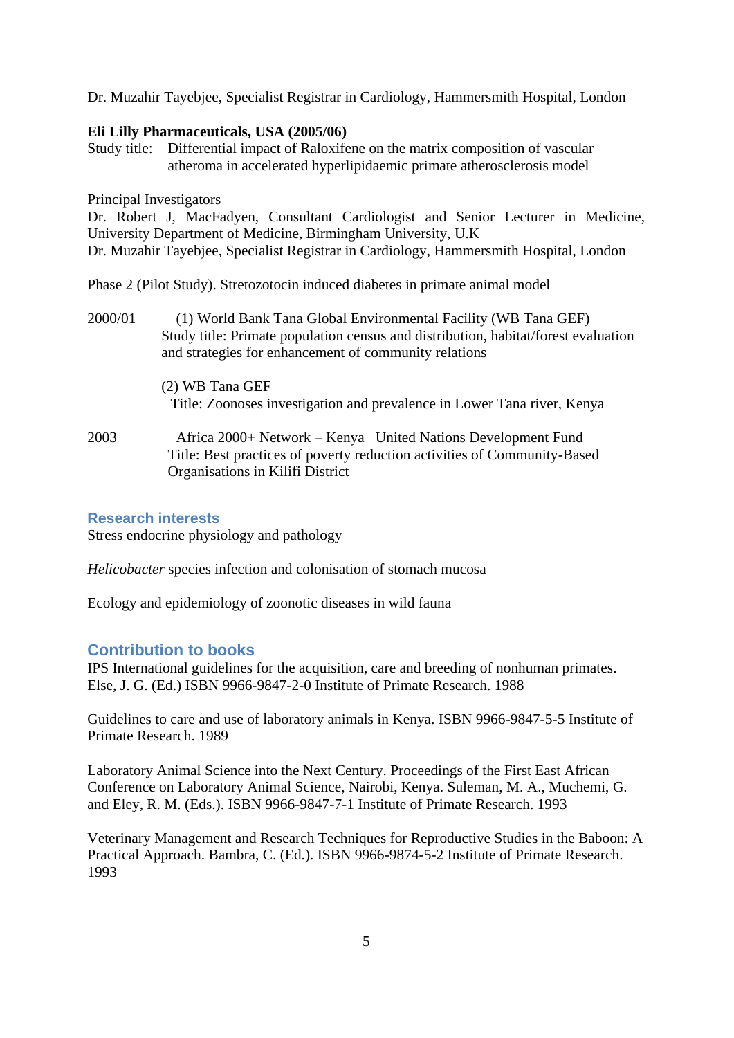Dr. Muzahir Tayebjee, Specialist Registrar in Cardiology, Hammersmith Hospital, London

**Eli Lilly Pharmaceuticals, USA (2005/06)**

Study title: Differential impact of Raloxifene on the matrix composition of vascular atheroma in accelerated hyperlipidaemic primate atherosclerosis model

Principal Investigators

Dr. Robert J, MacFadyen, Consultant Cardiologist and Senior Lecturer in Medicine, University Department of Medicine, Birmingham University, U.K

Dr. Muzahir Tayebjee, Specialist Registrar in Cardiology, Hammersmith Hospital, London

Phase 2 (Pilot Study). Stretozotocin induced diabetes in primate animal model

2000/01 (1) World Bank Tana Global Environmental Facility (WB Tana GEF)
Study title: Primate population census and distribution, habitat/forest evaluation and strategies for enhancement of community relations

(2) WB Tana GEF
Title: Zoonoses investigation and prevalence in Lower Tana river, Kenya

2003 Africa 2000+ Network – Kenya United Nations Development Fund
Title: Best practices of poverty reduction activities of Community-Based Organisations in Kilifi District

## Research interests

Stress endocrine physiology and pathology

*Helicobacter* species infection and colonisation of stomach mucosa

Ecology and epidemiology of zoonotic diseases in wild fauna

## Contribution to books

IPS International guidelines for the acquisition, care and breeding of nonhuman primates. Else, J. G. (Ed.) ISBN 9966-9847-2-0 Institute of Primate Research. 1988

Guidelines to care and use of laboratory animals in Kenya. ISBN 9966-9847-5-5 Institute of Primate Research. 1989

Laboratory Animal Science into the Next Century. Proceedings of the First East African Conference on Laboratory Animal Science, Nairobi, Kenya. Suleman, M. A., Muchemi, G. and Eley, R. M. (Eds.). ISBN 9966-9847-7-1 Institute of Primate Research. 1993

Veterinary Management and Research Techniques for Reproductive Studies in the Baboon: A Practical Approach. Bambra, C. (Ed.). ISBN 9966-9874-5-2 Institute of Primate Research. 1993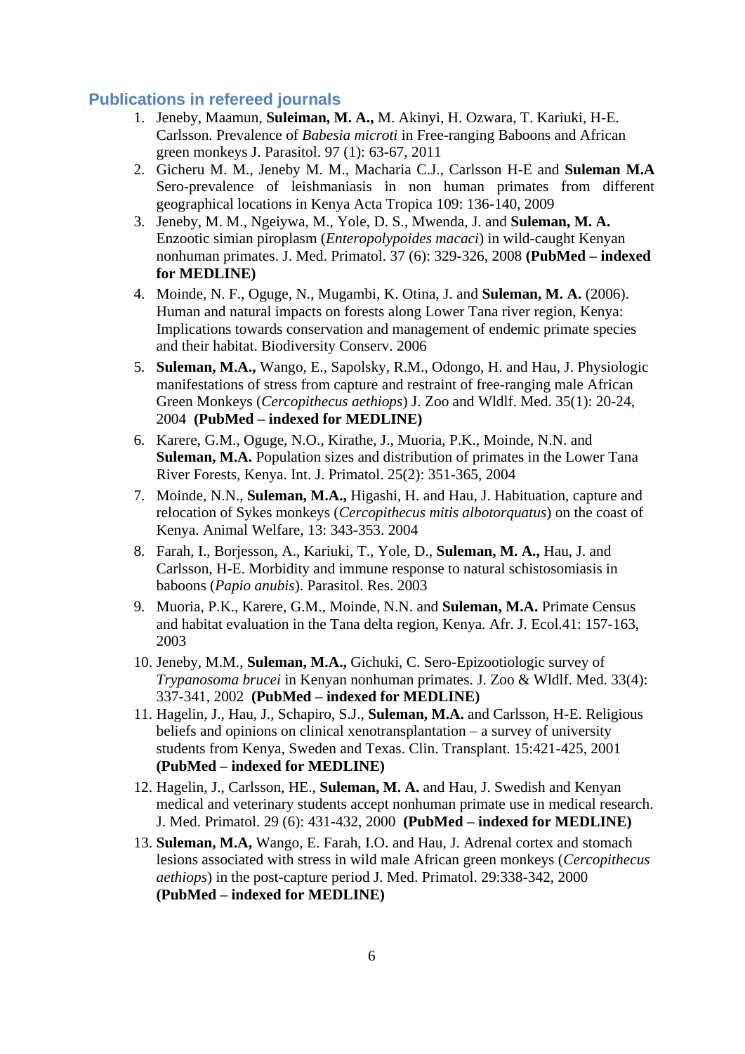## Publications in refereed journals

1. Jeneby, Maamun, **Suleiman, M. A.,** M. Akinyi, H. Ozwara, T. Kariuki, H-E. Carlsson. Prevalence of *Babesia microti* in Free-ranging Baboons and African green monkeys J. Parasitol. 97 (1): 63-67, 2011
2. Gicheru M. M., Jeneby M. M., Macharia C.J., Carlsson H-E and **Suleman M.A** Sero-prevalence of leishmaniasis in non human primates from different geographical locations in Kenya Acta Tropica 109: 136-140, 2009
3. Jeneby, M. M., Ngeiywa, M., Yole, D. S., Mwenda, J. and **Suleman, M. A.** Enzootic simian piroplasm (*Enteropolypoides macaci*) in wild-caught Kenyan nonhuman primates. J. Med. Primatol. 37 (6): 329-326, 2008 **(PubMed – indexed for MEDLINE)**
4. Moinde, N. F., Oguge, N., Mugambi, K. Otina, J. and **Suleman, M. A.** (2006). Human and natural impacts on forests along Lower Tana river region, Kenya: Implications towards conservation and management of endemic primate species and their habitat. Biodiversity Conserv. 2006
5. **Suleman, M.A.,** Wango, E., Sapolsky, R.M., Odongo, H. and Hau, J. Physiologic manifestations of stress from capture and restraint of free-ranging male African Green Monkeys (*Cercopithecus aethiops*) J. Zoo and Wldlf. Med. 35(1): 20-24, 2004 **(PubMed – indexed for MEDLINE)**
6. Karere, G.M., Oguge, N.O., Kirathe, J., Muoria, P.K., Moinde, N.N. and **Suleman, M.A.** Population sizes and distribution of primates in the Lower Tana River Forests, Kenya. Int. J. Primatol. 25(2): 351-365, 2004
7. Moinde, N.N., **Suleman, M.A.,** Higashi, H. and Hau, J. Habituation, capture and relocation of Sykes monkeys (*Cercopithecus mitis albotorquatus*) on the coast of Kenya. Animal Welfare, 13: 343-353. 2004
8. Farah, I., Borjesson, A., Kariuki, T., Yole, D., **Suleman, M. A.,** Hau, J. and Carlsson, H-E. Morbidity and immune response to natural schistosomiasis in baboons (*Papio anubis*). Parasitol. Res. 2003
9. Muoria, P.K., Karere, G.M., Moinde, N.N. and **Suleman, M.A.** Primate Census and habitat evaluation in the Tana delta region, Kenya. Afr. J. Ecol.41: 157-163, 2003
10. Jeneby, M.M., **Suleman, M.A.,** Gichuki, C. Sero-Epizootiologic survey of *Trypanosoma brucei* in Kenyan nonhuman primates. J. Zoo & Wldlf. Med. 33(4): 337-341, 2002 **(PubMed – indexed for MEDLINE)**
11. Hagelin, J., Hau, J., Schapiro, S.J., **Suleman, M.A.** and Carlsson, H-E. Religious beliefs and opinions on clinical xenotransplantation – a survey of university students from Kenya, Sweden and Texas. Clin. Transplant. 15:421-425, 2001 **(PubMed – indexed for MEDLINE)**
12. Hagelin, J., Carlsson, HE., **Suleman, M. A.** and Hau, J. Swedish and Kenyan medical and veterinary students accept nonhuman primate use in medical research. J. Med. Primatol. 29 (6): 431-432, 2000 **(PubMed – indexed for MEDLINE)**
13. **Suleman, M.A,** Wango, E. Farah, I.O. and Hau, J. Adrenal cortex and stomach lesions associated with stress in wild male African green monkeys (*Cercopithecus aethiops*) in the post-capture period J. Med. Primatol. 29:338-342, 2000 **(PubMed – indexed for MEDLINE)**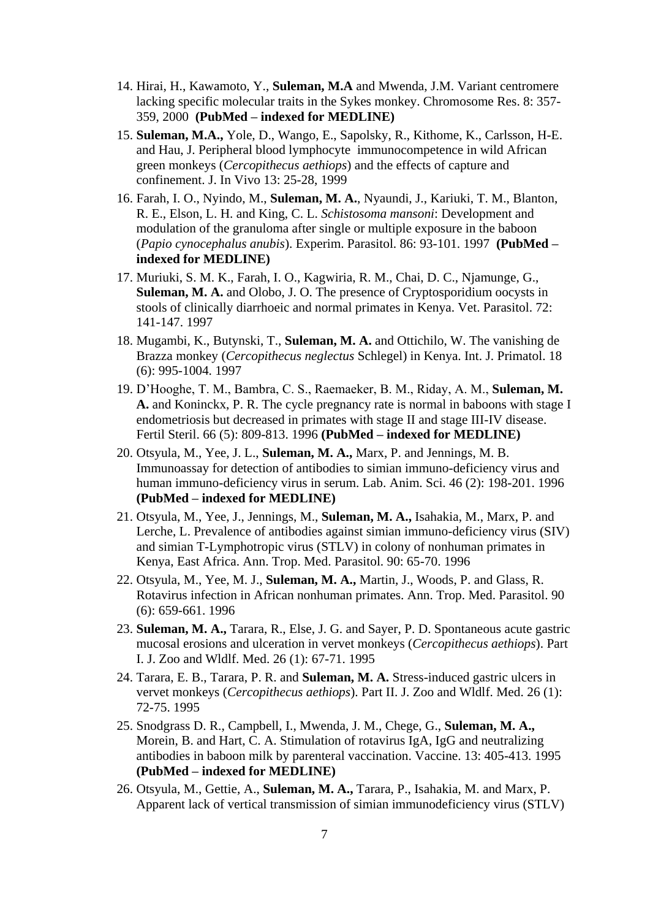14. Hirai, H., Kawamoto, Y., **Suleman, M.A** and Mwenda, J.M. Variant centromere lacking specific molecular traits in the Sykes monkey. Chromosome Res. 8: 357-359, 2000 **(PubMed – indexed for MEDLINE)**
15. **Suleman, M.A.,** Yole, D., Wango, E., Sapolsky, R., Kithome, K., Carlsson, H-E. and Hau, J. Peripheral blood lymphocyte immunocompetence in wild African green monkeys (*Cercopithecus aethiops*) and the effects of capture and confinement. J. In Vivo 13: 25-28, 1999
16. Farah, I. O., Nyindo, M., **Suleman, M. A.**, Nyaundi, J., Kariuki, T. M., Blanton, R. E., Elson, L. H. and King, C. L. *Schistosoma mansoni*: Development and modulation of the granuloma after single or multiple exposure in the baboon (*Papio cynocephalus anubis*). Experim. Parasitol. 86: 93-101. 1997 **(PubMed – indexed for MEDLINE)**
17. Muriuki, S. M. K., Farah, I. O., Kagwiria, R. M., Chai, D. C., Njamunge, G., **Suleman, M. A.** and Olobo, J. O. The presence of Cryptosporidium oocysts in stools of clinically diarrhoeic and normal primates in Kenya. Vet. Parasitol. 72: 141-147. 1997
18. Mugambi, K., Butynski, T., **Suleman, M. A.** and Ottichilo, W. The vanishing de Brazza monkey (*Cercopithecus neglectus* Schlegel) in Kenya. Int. J. Primatol. 18 (6): 995-1004. 1997
19. D'Hooghe, T. M., Bambra, C. S., Raemaeker, B. M., Riday, A. M., **Suleman, M. A.** and Koninckx, P. R. The cycle pregnancy rate is normal in baboons with stage I endometriosis but decreased in primates with stage II and stage III-IV disease. Fertil Steril. 66 (5): 809-813. 1996 **(PubMed – indexed for MEDLINE)**
20. Otsyula, M., Yee, J. L., **Suleman, M. A.,** Marx, P. and Jennings, M. B. Immunoassay for detection of antibodies to simian immuno-deficiency virus and human immuno-deficiency virus in serum. Lab. Anim. Sci. 46 (2): 198-201. 1996 **(PubMed – indexed for MEDLINE)**
21. Otsyula, M., Yee, J., Jennings, M., **Suleman, M. A.,** Isahakia, M., Marx, P. and Lerche, L. Prevalence of antibodies against simian immuno-deficiency virus (SIV) and simian T-Lymphotropic virus (STLV) in colony of nonhuman primates in Kenya, East Africa. Ann. Trop. Med. Parasitol. 90: 65-70. 1996
22. Otsyula, M., Yee, M. J., **Suleman, M. A.,** Martin, J., Woods, P. and Glass, R. Rotavirus infection in African nonhuman primates. Ann. Trop. Med. Parasitol. 90 (6): 659-661. 1996
23. **Suleman, M. A.,** Tarara, R., Else, J. G. and Sayer, P. D. Spontaneous acute gastric mucosal erosions and ulceration in vervet monkeys (*Cercopithecus aethiops*). Part I. J. Zoo and Wldlf. Med. 26 (1): 67-71. 1995
24. Tarara, E. B., Tarara, P. R. and **Suleman, M. A.** Stress-induced gastric ulcers in vervet monkeys (*Cercopithecus aethiops*). Part II. J. Zoo and Wldlf. Med. 26 (1): 72-75. 1995
25. Snodgrass D. R., Campbell, I., Mwenda, J. M., Chege, G., **Suleman, M. A.,** Morein, B. and Hart, C. A. Stimulation of rotavirus IgA, IgG and neutralizing antibodies in baboon milk by parenteral vaccination. Vaccine. 13: 405-413. 1995 **(PubMed – indexed for MEDLINE)**
26. Otsyula, M., Gettie, A., **Suleman, M. A.,** Tarara, P., Isahakia, M. and Marx, P. Apparent lack of vertical transmission of simian immunodeficiency virus (STLV)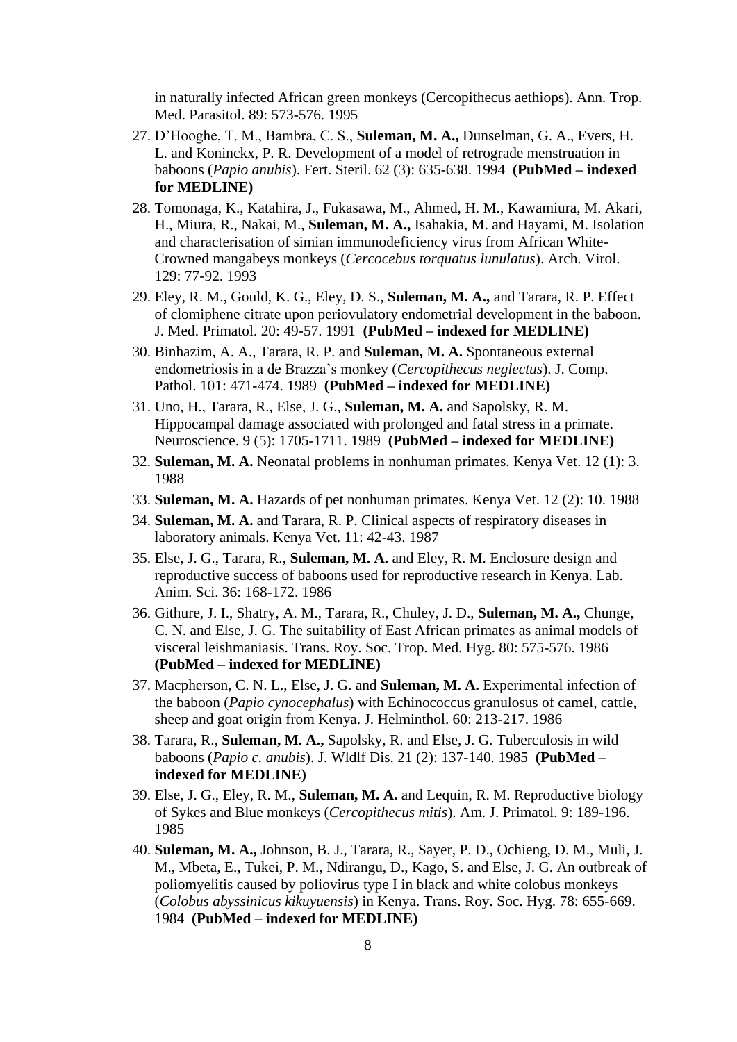in naturally infected African green monkeys (Cercopithecus aethiops). Ann. Trop. Med. Parasitol. 89: 573-576. 1995

27. D'Hooghe, T. M., Bambra, C. S., **Suleman, M. A.,** Dunselman, G. A., Evers, H. L. and Koninckx, P. R. Development of a model of retrograde menstruation in baboons (*Papio anubis*). Fert. Steril. 62 (3): 635-638. 1994 **(PubMed – indexed for MEDLINE)**
28. Tomonaga, K., Katahira, J., Fukasawa, M., Ahmed, H. M., Kawamiura, M. Akari, H., Miura, R., Nakai, M., **Suleman, M. A.,** Isahakia, M. and Hayami, M. Isolation and characterisation of simian immunodeficiency virus from African White-Crowned mangabeys monkeys (*Cercocebus torquatus lunulatus*). Arch. Virol. 129: 77-92. 1993
29. Eley, R. M., Gould, K. G., Eley, D. S., **Suleman, M. A.,** and Tarara, R. P. Effect of clomiphene citrate upon periovulatory endometrial development in the baboon. J. Med. Primatol. 20: 49-57. 1991 **(PubMed – indexed for MEDLINE)**
30. Binhazim, A. A., Tarara, R. P. and **Suleman, M. A.** Spontaneous external endometriosis in a de Brazza's monkey (*Cercopithecus neglectus*). J. Comp. Pathol. 101: 471-474. 1989 **(PubMed – indexed for MEDLINE)**
31. Uno, H., Tarara, R., Else, J. G., **Suleman, M. A.** and Sapolsky, R. M. Hippocampal damage associated with prolonged and fatal stress in a primate. Neuroscience. 9 (5): 1705-1711. 1989 **(PubMed – indexed for MEDLINE)**
32. **Suleman, M. A.** Neonatal problems in nonhuman primates. Kenya Vet. 12 (1): 3. 1988
33. **Suleman, M. A.** Hazards of pet nonhuman primates. Kenya Vet. 12 (2): 10. 1988
34. **Suleman, M. A.** and Tarara, R. P. Clinical aspects of respiratory diseases in laboratory animals. Kenya Vet. 11: 42-43. 1987
35. Else, J. G., Tarara, R., **Suleman, M. A.** and Eley, R. M. Enclosure design and reproductive success of baboons used for reproductive research in Kenya. Lab. Anim. Sci. 36: 168-172. 1986
36. Githure, J. I., Shatry, A. M., Tarara, R., Chuley, J. D., **Suleman, M. A.,** Chunge, C. N. and Else, J. G. The suitability of East African primates as animal models of visceral leishmaniasis. Trans. Roy. Soc. Trop. Med. Hyg. 80: 575-576. 1986 **(PubMed – indexed for MEDLINE)**
37. Macpherson, C. N. L., Else, J. G. and **Suleman, M. A.** Experimental infection of the baboon (*Papio cynocephalus*) with Echinococcus granulosus of camel, cattle, sheep and goat origin from Kenya. J. Helminthol. 60: 213-217. 1986
38. Tarara, R., **Suleman, M. A.,** Sapolsky, R. and Else, J. G. Tuberculosis in wild baboons (*Papio c. anubis*). J. Wldlf Dis. 21 (2): 137-140. 1985 **(PubMed – indexed for MEDLINE)**
39. Else, J. G., Eley, R. M., **Suleman, M. A.** and Lequin, R. M. Reproductive biology of Sykes and Blue monkeys (*Cercopithecus mitis*). Am. J. Primatol. 9: 189-196. 1985
40. **Suleman, M. A.,** Johnson, B. J., Tarara, R., Sayer, P. D., Ochieng, D. M., Muli, J. M., Mbeta, E., Tukei, P. M., Ndirangu, D., Kago, S. and Else, J. G. An outbreak of poliomyelitis caused by poliovirus type I in black and white colobus monkeys (*Colobus abyssinicus kikuyuensis*) in Kenya. Trans. Roy. Soc. Hyg. 78: 655-669. 1984 **(PubMed – indexed for MEDLINE)**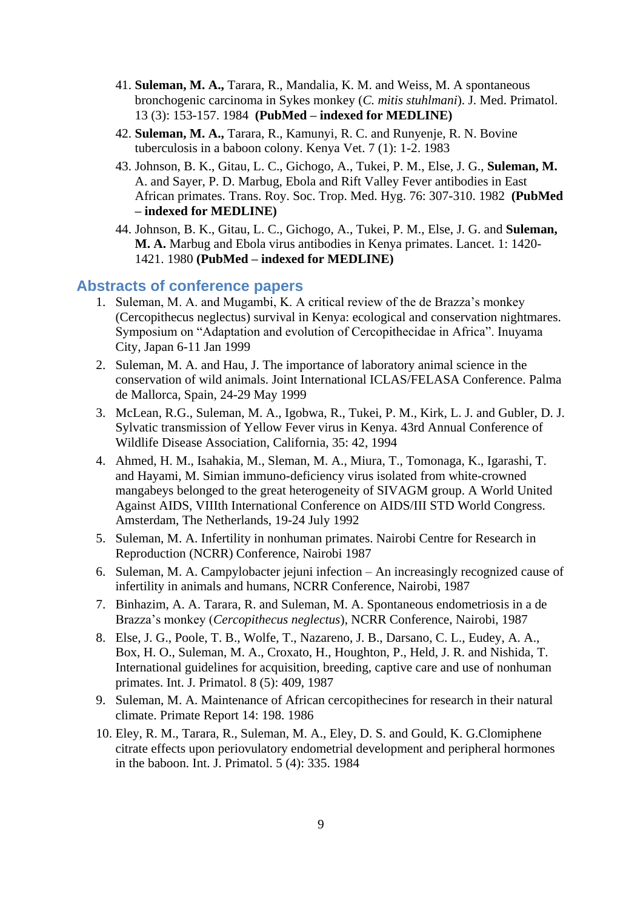41. **Suleman, M. A.,** Tarara, R., Mandalia, K. M. and Weiss, M. A spontaneous bronchogenic carcinoma in Sykes monkey (*C. mitis stuhlmani*). J. Med. Primatol. 13 (3): 153-157. 1984 **(PubMed – indexed for MEDLINE)**
42. **Suleman, M. A.,** Tarara, R., Kamunyi, R. C. and Runyenje, R. N. Bovine tuberculosis in a baboon colony. Kenya Vet. 7 (1): 1-2. 1983
43. Johnson, B. K., Gitau, L. C., Gichogo, A., Tukei, P. M., Else, J. G., **Suleman, M. A.** and Sayer, P. D. Marbug, Ebola and Rift Valley Fever antibodies in East African primates. Trans. Roy. Soc. Trop. Med. Hyg. 76: 307-310. 1982 **(PubMed – indexed for MEDLINE)**
44. Johnson, B. K., Gitau, L. C., Gichogo, A., Tukei, P. M., Else, J. G. and **Suleman, M. A.** Marbug and Ebola virus antibodies in Kenya primates. Lancet. 1: 1420-1421. 1980 **(PubMed – indexed for MEDLINE)**

## Abstracts of conference papers

1. Suleman, M. A. and Mugambi, K. A critical review of the de Brazza's monkey (Cercopithecus neglectus) survival in Kenya: ecological and conservation nightmares. Symposium on "Adaptation and evolution of Cercopithecidae in Africa". Inuyama City, Japan 6-11 Jan 1999
2. Suleman, M. A. and Hau, J. The importance of laboratory animal science in the conservation of wild animals. Joint International ICLAS/FELASA Conference. Palma de Mallorca, Spain, 24-29 May 1999
3. McLean, R.G., Suleman, M. A., Igobwa, R., Tukei, P. M., Kirk, L. J. and Gubler, D. J. Sylvatic transmission of Yellow Fever virus in Kenya. 43rd Annual Conference of Wildlife Disease Association, California, 35: 42, 1994
4. Ahmed, H. M., Isahakia, M., Sleman, M. A., Miura, T., Tomonaga, K., Igarashi, T. and Hayami, M. Simian immuno-deficiency virus isolated from white-crowned mangabeys belonged to the great heterogeneity of SIVAGM group. A World United Against AIDS, VIIIth International Conference on AIDS/III STD World Congress. Amsterdam, The Netherlands, 19-24 July 1992
5. Suleman, M. A. Infertility in nonhuman primates. Nairobi Centre for Research in Reproduction (NCRR) Conference, Nairobi 1987
6. Suleman, M. A. Campylobacter jejuni infection – An increasingly recognized cause of infertility in animals and humans, NCRR Conference, Nairobi, 1987
7. Binhazim, A. A. Tarara, R. and Suleman, M. A. Spontaneous endometriosis in a de Brazza's monkey (*Cercopithecus neglectus*), NCRR Conference, Nairobi, 1987
8. Else, J. G., Poole, T. B., Wolfe, T., Nazareno, J. B., Darsano, C. L., Eudey, A. A., Box, H. O., Suleman, M. A., Croxato, H., Houghton, P., Held, J. R. and Nishida, T. International guidelines for acquisition, breeding, captive care and use of nonhuman primates. Int. J. Primatol. 8 (5): 409, 1987
9. Suleman, M. A. Maintenance of African cercopithecines for research in their natural climate. Primate Report 14: 198. 1986
10. Eley, R. M., Tarara, R., Suleman, M. A., Eley, D. S. and Gould, K. G.Clomiphene citrate effects upon periovulatory endometrial development and peripheral hormones in the baboon. Int. J. Primatol. 5 (4): 335. 1984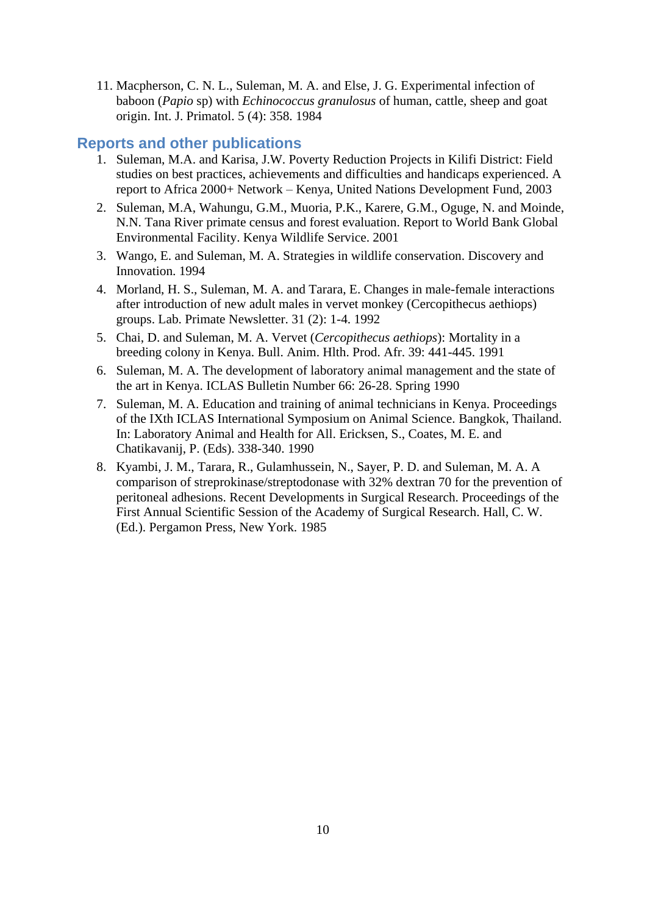11. Macpherson, C. N. L., Suleman, M. A. and Else, J. G. Experimental infection of baboon (*Papio* sp) with *Echinococcus granulosus* of human, cattle, sheep and goat origin. Int. J. Primatol. 5 (4): 358. 1984

## Reports and other publications

1. Suleman, M.A. and Karisa, J.W. Poverty Reduction Projects in Kilifi District: Field studies on best practices, achievements and difficulties and handicaps experienced. A report to Africa 2000+ Network – Kenya, United Nations Development Fund, 2003
2. Suleman, M.A, Wahungu, G.M., Muoria, P.K., Karere, G.M., Oguge, N. and Moinde, N.N. Tana River primate census and forest evaluation. Report to World Bank Global Environmental Facility. Kenya Wildlife Service. 2001
3. Wango, E. and Suleman, M. A. Strategies in wildlife conservation. Discovery and Innovation. 1994
4. Morland, H. S., Suleman, M. A. and Tarara, E. Changes in male-female interactions after introduction of new adult males in vervet monkey (Cercopithecus aethiops) groups. Lab. Primate Newsletter. 31 (2): 1-4. 1992
5. Chai, D. and Suleman, M. A. Vervet (*Cercopithecus aethiops*): Mortality in a breeding colony in Kenya. Bull. Anim. Hlth. Prod. Afr. 39: 441-445. 1991
6. Suleman, M. A. The development of laboratory animal management and the state of the art in Kenya. ICLAS Bulletin Number 66: 26-28. Spring 1990
7. Suleman, M. A. Education and training of animal technicians in Kenya. Proceedings of the IXth ICLAS International Symposium on Animal Science. Bangkok, Thailand. In: Laboratory Animal and Health for All. Ericksen, S., Coates, M. E. and Chatikavanij, P. (Eds). 338-340. 1990
8. Kyambi, J. M., Tarara, R., Gulamhussein, N., Sayer, P. D. and Suleman, M. A. A comparison of streprokinase/streptodonase with 32% dextran 70 for the prevention of peritoneal adhesions. Recent Developments in Surgical Research. Proceedings of the First Annual Scientific Session of the Academy of Surgical Research. Hall, C. W. (Ed.). Pergamon Press, New York. 1985